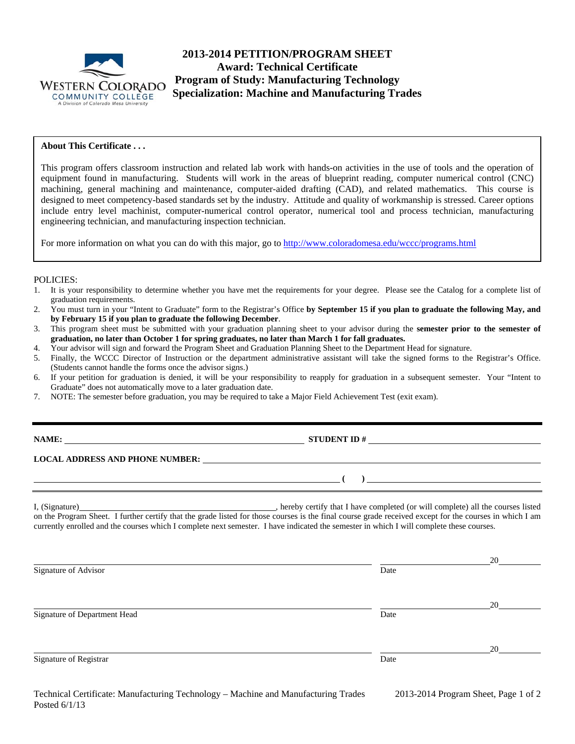# 2013-2014 PETITION/PROGRAM SHEET
## Award: Technical Certificate
## Program of Study: Manufacturing Technology
## Specialization: Machine and Manufacturing Trades

**About This Certificate . . .**

This program offers classroom instruction and related lab work with hands-on activities in the use of tools and the operation of equipment found in manufacturing. Students will work in the areas of blueprint reading, computer numerical control (CNC) machining, general machining and maintenance, computer-aided drafting (CAD), and related mathematics. This course is designed to meet competency-based standards set by the industry. Attitude and quality of workmanship is stressed. Career options include entry level machinist, computer-numerical control operator, numerical tool and process technician, manufacturing engineering technician, and manufacturing inspection technician.

For more information on what you can do with this major, go to http://www.coloradomesa.edu/wccc/programs.html

POLICIES:

1. It is your responsibility to determine whether you have met the requirements for your degree. Please see the Catalog for a complete list of graduation requirements.
2. You must turn in your "Intent to Graduate" form to the Registrar's Office **by September 15 if you plan to graduate the following May, and by February 15 if you plan to graduate the following December**.
3. This program sheet must be submitted with your graduation planning sheet to your advisor during the **semester prior to the semester of graduation, no later than October 1 for spring graduates, no later than March 1 for fall graduates.**
4. Your advisor will sign and forward the Program Sheet and Graduation Planning Sheet to the Department Head for signature.
5. Finally, the WCCC Director of Instruction or the department administrative assistant will take the signed forms to the Registrar's Office. (Students cannot handle the forms once the advisor signs.)
6. If your petition for graduation is denied, it will be your responsibility to reapply for graduation in a subsequent semester. Your "Intent to Graduate" does not automatically move to a later graduation date.
7. NOTE: The semester before graduation, you may be required to take a Major Field Achievement Test (exit exam).

**NAME:** ______________________ **STUDENT ID #** ______________________

**LOCAL ADDRESS AND PHONE NUMBER:** ______________________

______________________ **( )** ______________________

I, (Signature)______________________, hereby certify that I have completed (or will complete) all the courses listed on the Program Sheet. I further certify that the grade listed for those courses is the final course grade received except for the courses in which I am currently enrolled and the courses which I complete next semester. I have indicated the semester in which I will complete these courses.

______________________ Signature of Advisor ______________ Date 20____

______________________ Signature of Department Head ______________ Date 20____

______________________ Signature of Registrar ______________ Date 20____

Technical Certificate: Manufacturing Technology – Machine and Manufacturing Trades
Posted 6/1/13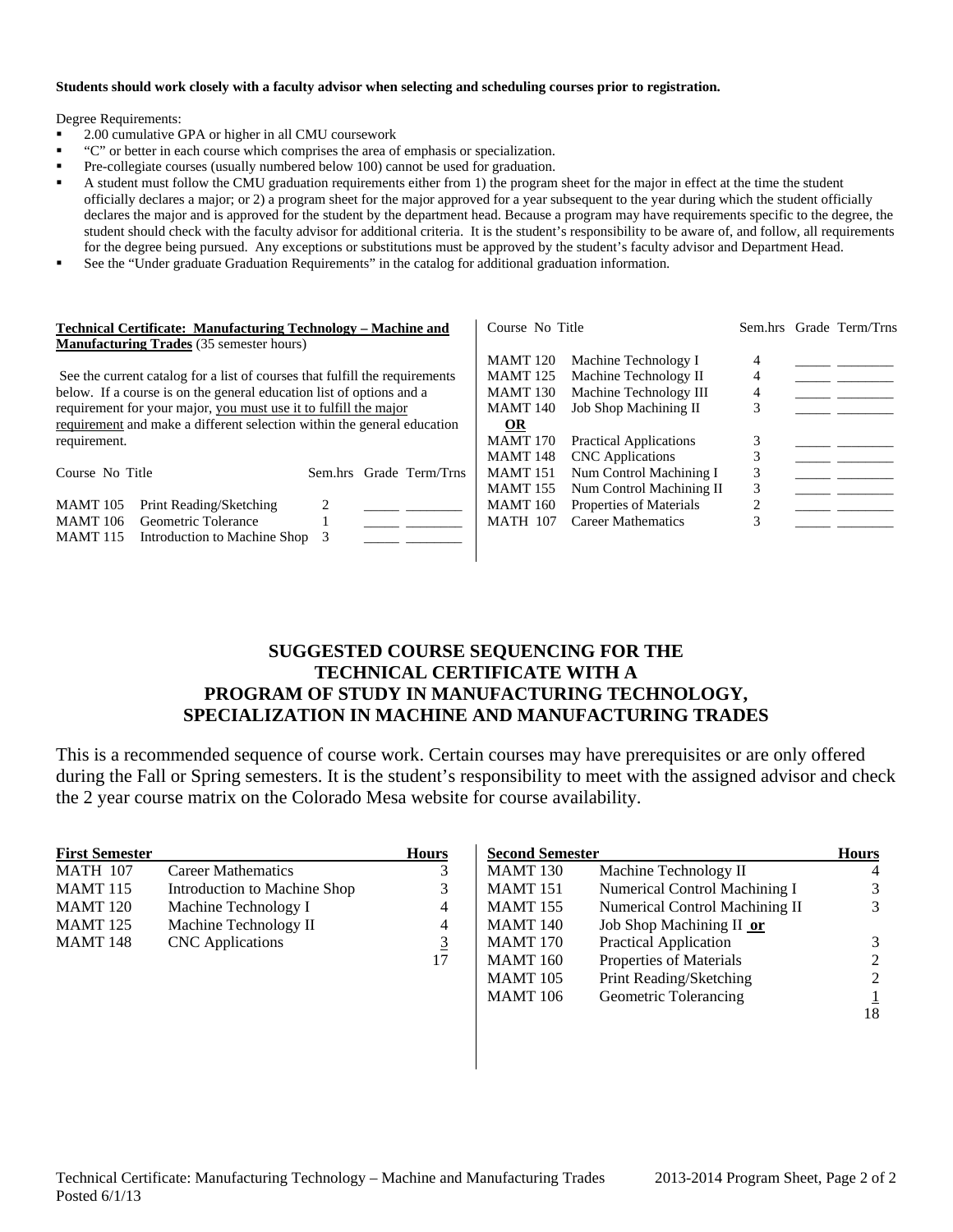**Students should work closely with a faculty advisor when selecting and scheduling courses prior to registration.**

Degree Requirements:

- 2.00 cumulative GPA or higher in all CMU coursework
- "C" or better in each course which comprises the area of emphasis or specialization.
- Pre-collegiate courses (usually numbered below 100) cannot be used for graduation.
- A student must follow the CMU graduation requirements either from 1) the program sheet for the major in effect at the time the student officially declares a major; or 2) a program sheet for the major approved for a year subsequent to the year during which the student officially declares the major and is approved for the student by the department head. Because a program may have requirements specific to the degree, the student should check with the faculty advisor for additional criteria. It is the student's responsibility to be aware of, and follow, all requirements for the degree being pursued. Any exceptions or substitutions must be approved by the student's faculty advisor and Department Head.
- See the "Under graduate Graduation Requirements" in the catalog for additional graduation information.

**Technical Certificate: Manufacturing Technology – Machine and Manufacturing Trades** (35 semester hours)

See the current catalog for a list of courses that fulfill the requirements below. If a course is on the general education list of options and a requirement for your major, you must use it to fulfill the major requirement and make a different selection within the general education requirement.

| Course No | Title | Sem.hrs | Grade | Term/Trns |
|---|---|---|---|---|
| MAMT 105 | Print Reading/Sketching | 2 | _____ | ________ |
| MAMT 106 | Geometric Tolerance | 1 | _____ | ________ |
| MAMT 115 | Introduction to Machine Shop | 3 | _____ | ________ |
| MAMT 120 | Machine Technology I | 4 | _____ | ________ |
| MAMT 125 | Machine Technology II | 4 | _____ | ________ |
| MAMT 130 | Machine Technology III | 4 | _____ | ________ |
| MAMT 140 | Job Shop Machining II | 3 | _____ | ________ |
| **OR** | | | | |
| MAMT 170 | Practical Applications | 3 | _____ | ________ |
| MAMT 148 | CNC Applications | 3 | _____ | ________ |
| MAMT 151 | Num Control Machining I | 3 | _____ | ________ |
| MAMT 155 | Num Control Machining II | 3 | _____ | ________ |
| MAMT 160 | Properties of Materials | 2 | _____ | ________ |
| MATH 107 | Career Mathematics | 3 | _____ | ________ |

## SUGGESTED COURSE SEQUENCING FOR THE TECHNICAL CERTIFICATE WITH A PROGRAM OF STUDY IN MANUFACTURING TECHNOLOGY, SPECIALIZATION IN MACHINE AND MANUFACTURING TRADES

This is a recommended sequence of course work. Certain courses may have prerequisites or are only offered during the Fall or Spring semesters. It is the student's responsibility to meet with the assigned advisor and check the 2 year course matrix on the Colorado Mesa website for course availability.

| First Semester | | Hours |
|---|---|---|
| MATH 107 | Career Mathematics | 3 |
| MAMT 115 | Introduction to Machine Shop | 3 |
| MAMT 120 | Machine Technology I | 4 |
| MAMT 125 | Machine Technology II | 4 |
| MAMT 148 | CNC Applications | 3 |
| | | 17 |

| Second Semester | | Hours |
|---|---|---|
| MAMT 130 | Machine Technology II | 4 |
| MAMT 151 | Numerical Control Machining I | 3 |
| MAMT 155 | Numerical Control Machining II | 3 |
| MAMT 140 | Job Shop Machining II **or** | |
| MAMT 170 | Practical Application | 3 |
| MAMT 160 | Properties of Materials | 2 |
| MAMT 105 | Print Reading/Sketching | 2 |
| MAMT 106 | Geometric Tolerancing | 1 |
| | | 18 |

Technical Certificate: Manufacturing Technology – Machine and Manufacturing Trades 2013-2014 Program Sheet
Posted 6/1/13